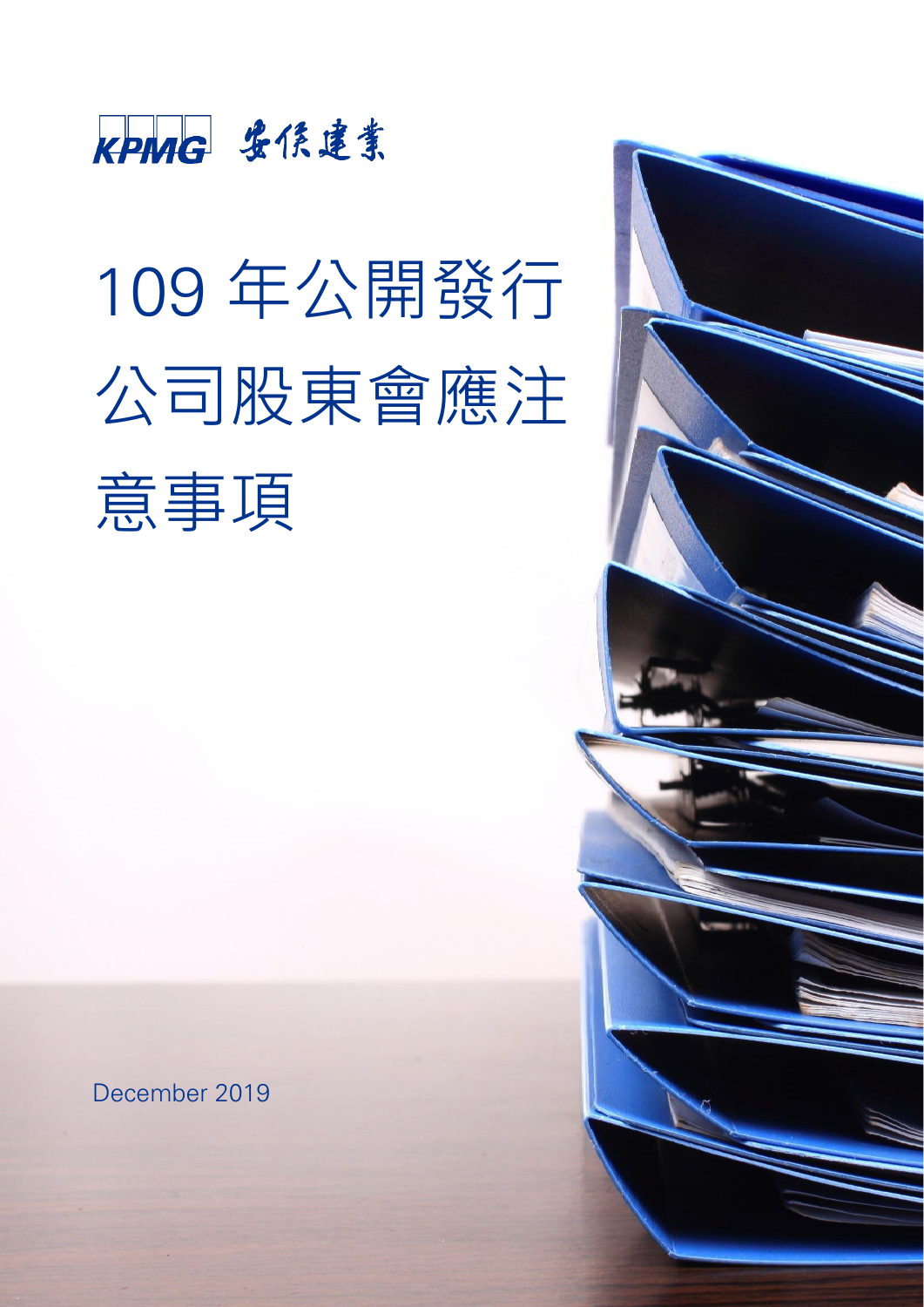KPMG 安侯建業

# 109 年公開發行公司股東會應注意事項

December 2019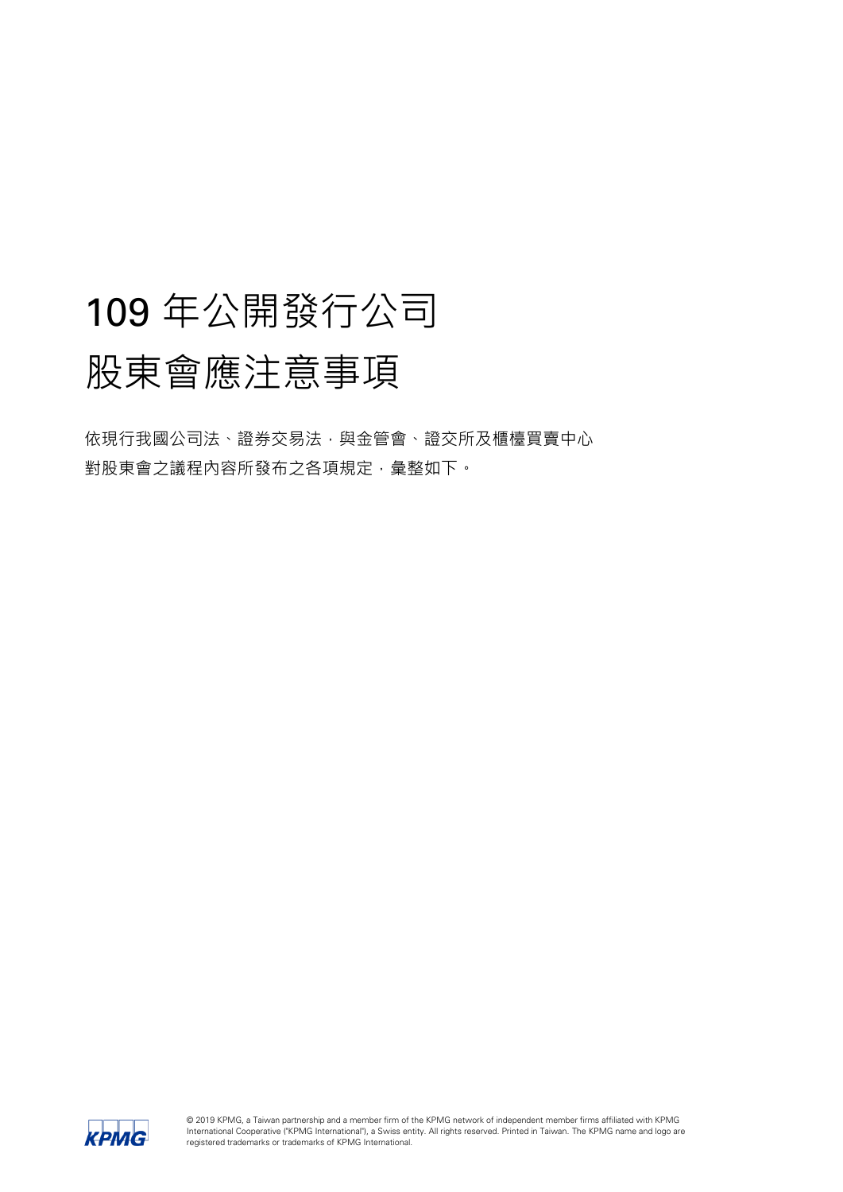# 109 年公開發行公司股東會應注意事項

依現行我國公司法、證券交易法，與金管會、證交所及櫃檯買賣中心對股東會之議程內容所發布之各項規定，彙整如下。

© 2019 KPMG, a Taiwan partnership and a member firm of the KPMG network of independent member firms affiliated with KPMG International Cooperative ("KPMG International"), a Swiss entity. All rights reserved. Printed in Taiwan. The KPMG name and logo are registered trademarks or trademarks of KPMG International.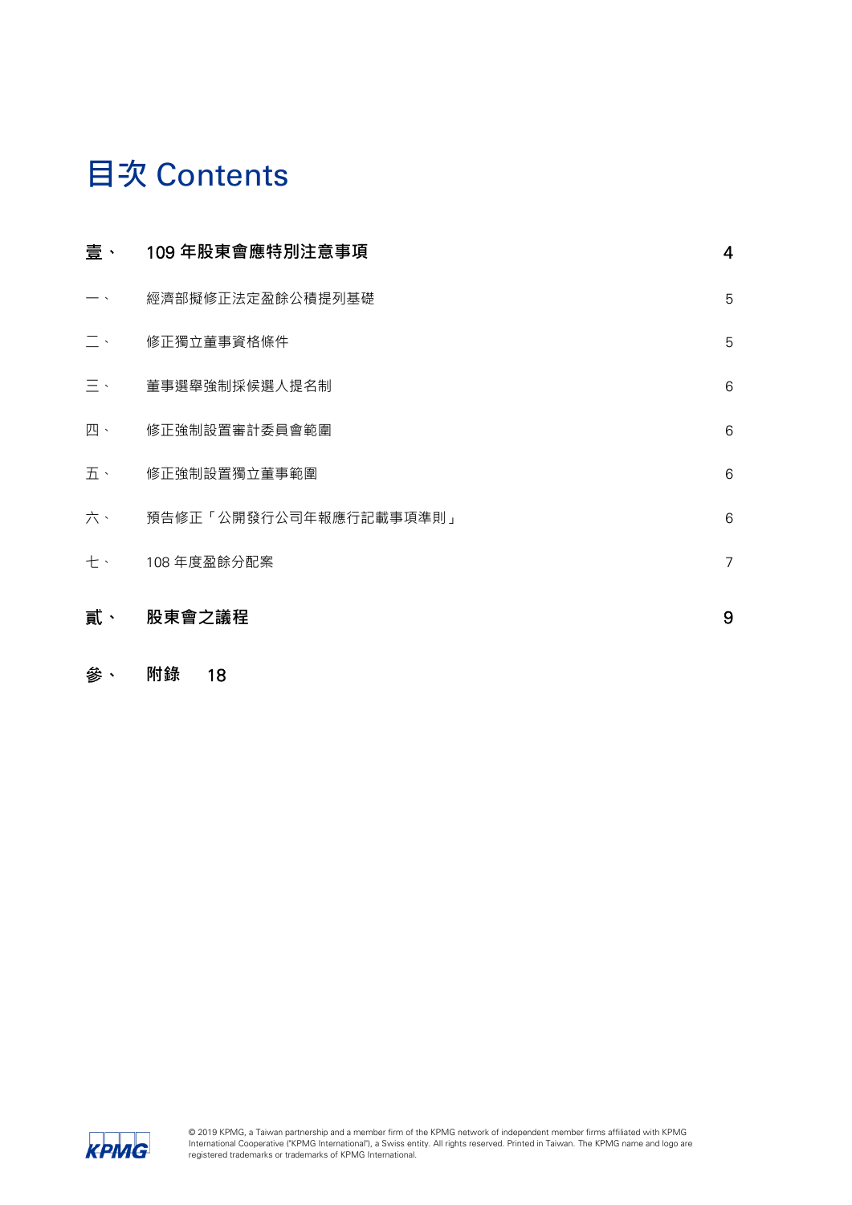# 目次 Contents

| | | |
|---|---|---|
| **壹、** | **109 年股東會應特別注意事項** | **4** |
| 一、 | 經濟部擬修正法定盈餘公積提列基礎 | 5 |
| 二、 | 修正獨立董事資格條件 | 5 |
| 三、 | 董事選舉強制採候選人提名制 | 6 |
| 四、 | 修正強制設置審計委員會範圍 | 6 |
| 五、 | 修正強制設置獨立董事範圍 | 6 |
| 六、 | 預告修正「公開發行公司年報應行記載事項準則」 | 6 |
| 七、 | 108 年度盈餘分配案 | 7 |
| **貳、** | **股東會之議程** | **9** |
| **參、** | **附錄** | **18** |

© 2019 KPMG, a Taiwan partnership and a member firm of the KPMG network of independent member firms affiliated with KPMG International Cooperative ("KPMG International"), a Swiss entity. All rights reserved. Printed in Taiwan. The KPMG name and logo are registered trademarks or trademarks of KPMG International.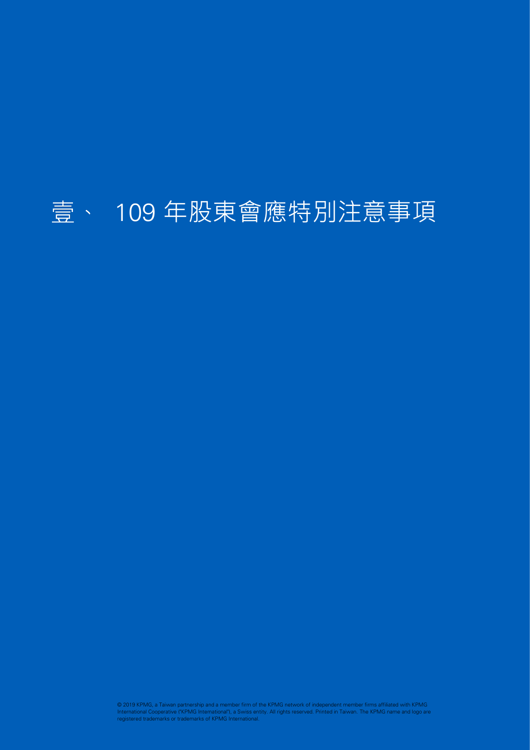# 壹、 109 年股東會應特別注意事項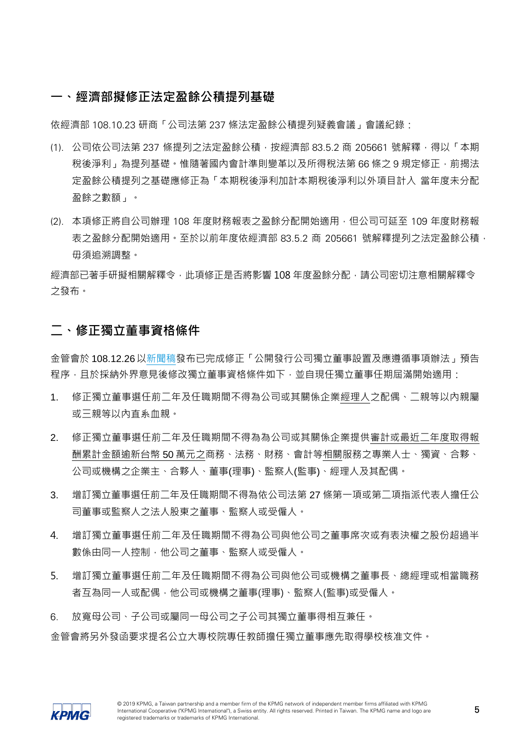## 一、經濟部擬修正法定盈餘公積提列基礎

依經濟部 108.10.23 研商「公司法第 237 條法定盈餘公積提列疑義會議」會議紀錄：

(1). 公司依公司法第 237 條提列之法定盈餘公積，按經濟部 83.5.2 商 205661 號解釋，得以「本期稅後淨利」為提列基礎。惟隨著國內會計準則變革以及所得稅法第 66 條之 9 規定修正，前揭法定盈餘公積提列之基礎應修正為「本期稅後淨利加計本期稅後淨利以外項目計入 當年度未分配盈餘之數額」。

(2). 本項修正將自公司辦理 108 年度財務報表之盈餘分配開始適用，但公司可延至 109 年度財務報表之盈餘分配開始適用。至於以前年度依經濟部 83.5.2 商 205661 號解釋提列之法定盈餘公積，毋須追溯調整。

經濟部已著手研擬相關解釋令，此項修正是否將影響 108 年度盈餘分配，請公司密切注意相關解釋令之發布。

## 二、修正獨立董事資格條件

金管會於 108.12.26 以新聞稿發布已完成修正「公開發行公司獨立董事設置及應遵循事項辦法」預告程序，且於採納外界意見後修改獨立董事資格條件如下，並自現任獨立董事任期屆滿開始適用：

1. 修正獨立董事選任前二年及任職期間不得為公司或其關係企業經理人之配偶、二親等以內親屬或三親等以內直系血親。
2. 修正獨立董事選任前二年及任職期間不得為為公司或其關係企業提供審計或最近二年度取得報酬累計金額逾新台幣 50 萬元之商務、法務、財務、會計等相關服務之專業人士、獨資、合夥、公司或機構之企業主、合夥人、董事(理事)、監察人(監事)、經理人及其配偶。
3. 增訂獨立董事選任前二年及任職期間不得為依公司法第 27 條第一項或第二項指派代表人擔任公司董事或監察人之法人股東之董事、監察人或受僱人。
4. 增訂獨立董事選任前二年及任職期間不得為公司與他公司之董事席次或有表決權之股份超過半數係由同一人控制，他公司之董事、監察人或受僱人。
5. 增訂獨立董事選任前二年及任職期間不得為公司與他公司或機構之董事長、總經理或相當職務者互為同一人或配偶，他公司或機構之董事(理事)、監察人(監事)或受僱人。
6. 放寬母公司、子公司或屬同一母公司之子公司其獨立董事得相互兼任。

金管會將另外發函要求提名公立大專校院專任教師擔任獨立董事應先取得學校核准文件。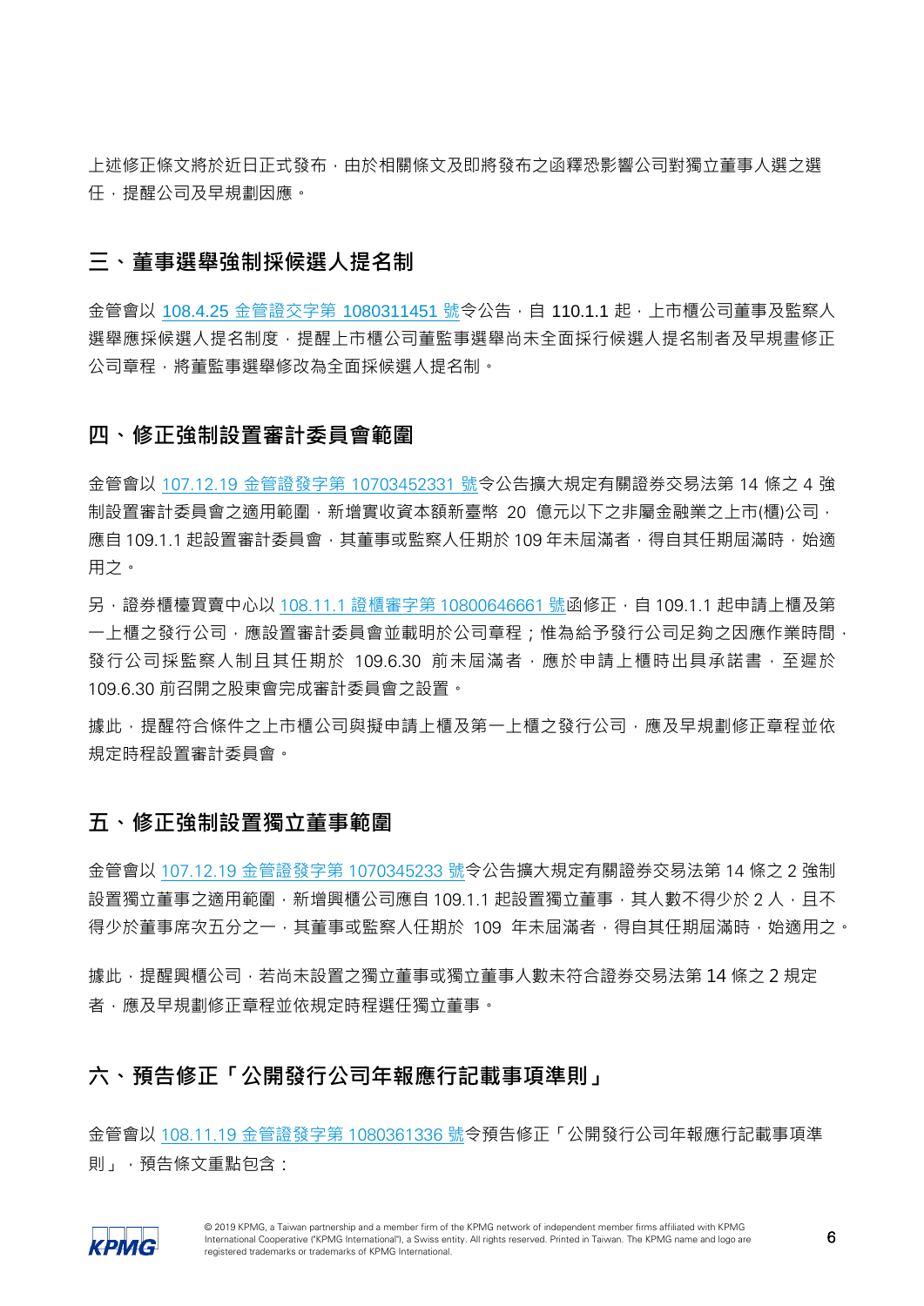上述修正條文將於近日正式發布，由於相關條文及即將發布之函釋恐影響公司對獨立董事人選之選任，提醒公司及早規劃因應。

## 三、董事選舉強制採候選人提名制

金管會以 108.4.25 金管證交字第 1080311451 號令公告，自 110.1.1 起，上市櫃公司董事及監察人選舉應採候選人提名制度，提醒上市櫃公司董監事選舉尚未全面採行候選人提名制者及早規畫修正公司章程，將董監事選舉修改為全面採候選人提名制。

## 四、修正強制設置審計委員會範圍

金管會以 107.12.19 金管證發字第 10703452331 號令公告擴大規定有關證券交易法第 14 條之 4 強制設置審計委員會之適用範圍，新增實收資本額新臺幣 20 億元以下之非屬金融業之上市(櫃)公司，應自 109.1.1 起設置審計委員會，其董事或監察人任期於 109 年未屆滿者，得自其任期屆滿時，始適用之。

另，證券櫃檯買賣中心以 108.11.1 證櫃審字第 10800646661 號函修正，自 109.1.1 起申請上櫃及第一上櫃之發行公司，應設置審計委員會並載明於公司章程；惟為給予發行公司足夠之因應作業時間，發行公司採監察人制且其任期於 109.6.30 前未屆滿者，應於申請上櫃時出具承諾書，至遲於 109.6.30 前召開之股東會完成審計委員會之設置。

據此，提醒符合條件之上市櫃公司與擬申請上櫃及第一上櫃之發行公司，應及早規劃修正章程並依規定時程設置審計委員會。

## 五、修正強制設置獨立董事範圍

金管會以 107.12.19 金管證發字第 1070345233 號令公告擴大規定有關證券交易法第 14 條之 2 強制設置獨立董事之適用範圍，新增興櫃公司應自 109.1.1 起設置獨立董事，其人數不得少於 2 人，且不得少於董事席次五分之一，其董事或監察人任期於 109 年未屆滿者，得自其任期屆滿時，始適用之。

據此，提醒興櫃公司，若尚未設置之獨立董事或獨立董事人數未符合證券交易法第 14 條之 2 規定者，應及早規劃修正章程並依規定時程選任獨立董事。

## 六、預告修正「公開發行公司年報應行記載事項準則」

金管會以 108.11.19 金管證發字第 1080361336 號令預告修正「公開發行公司年報應行記載事項準則」，預告條文重點包含：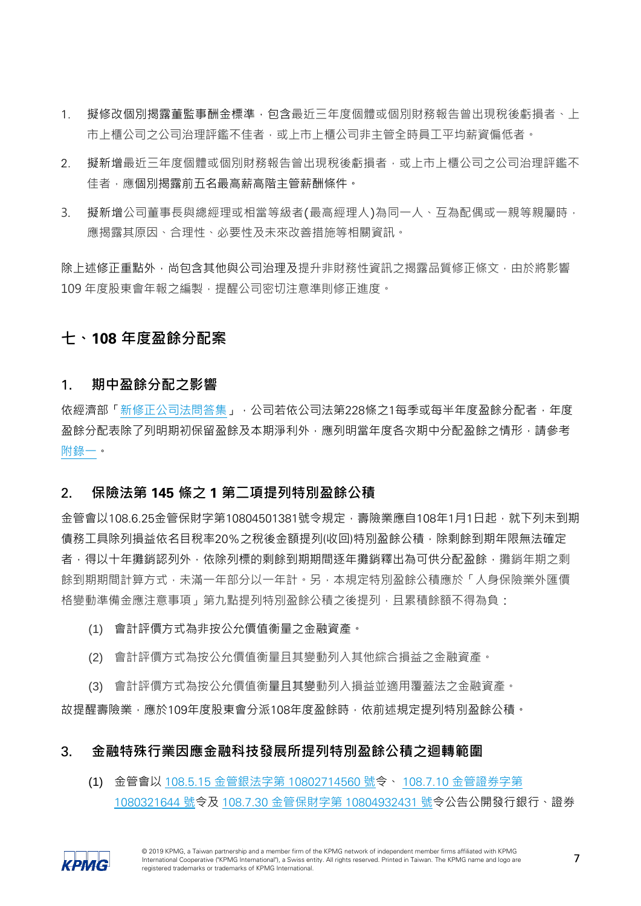1. 擬修改個別揭露董監事酬金標準，包含最近三年度個體或個別財務報告曾出現稅後虧損者、上市上櫃公司之公司治理評鑑不佳者，或上市上櫃公司非主管全時員工平均薪資偏低者。

2. 擬新增最近三年度個體或個別財務報告曾出現稅後虧損者，或上市上櫃公司之公司治理評鑑不佳者，應個別揭露前五名最高薪高階主管薪酬條件。

3. 擬新增公司董事長與總經理或相當等級者(最高經理人)為同一人、互為配偶或一親等親屬時，應揭露其原因、合理性、必要性及未來改善措施等相關資訊。

除上述修正重點外，尚包含其他與公司治理及提升非財務性資訊之揭露品質修正條文，由於將影響109 年度股東會年報之編製，提醒公司密切注意準則修正進度。

## 七、108 年度盈餘分配案

### 1. 期中盈餘分配之影響

依經濟部「新修正公司法問答集」，公司若依公司法第228條之1每季或每半年度盈餘分配者，年度盈餘分配表除了列明期初保留盈餘及本期淨利外，應列明當年度各次期中分配盈餘之情形，請參考附錄一。

### 2. 保險法第 145 條之 1 第二項提列特別盈餘公積

金管會以108.6.25金管保財字第10804501381號令規定，壽險業應自108年1月1日起，就下列未到期債務工具除列損益依名目稅率20%之稅後金額提列(收回)特別盈餘公積，除剩餘到期年限無法確定者，得以十年攤銷認列外，依除列標的剩餘到期期間逐年攤銷釋出為可供分配盈餘，攤銷年期之剩餘到期期間計算方式，未滿一年部分以一年計。另，本規定特別盈餘公積應於「人身保險業外匯價格變動準備金應注意事項」第九點提列特別盈餘公積之後提列，且累積餘額不得為負：

(1) 會計評價方式為非按公允價值衡量之金融資產。

(2) 會計評價方式為按公允價值衡量且其變動列入其他綜合損益之金融資產。

(3) 會計評價方式為按公允價值衡量且其變動列入損益並適用覆蓋法之金融資產。

故提醒壽險業，應於109年度股東會分派108年度盈餘時，依前述規定提列特別盈餘公積。

### 3. 金融特殊行業因應金融科技發展所提列特別盈餘公積之迴轉範圍

(1) 金管會以 108.5.15 金管銀法字第 10802714560 號令、 108.7.10 金管證券字第 1080321644 號令及 108.7.30 金管保財字第 10804932431 號令公告公開發行銀行、證券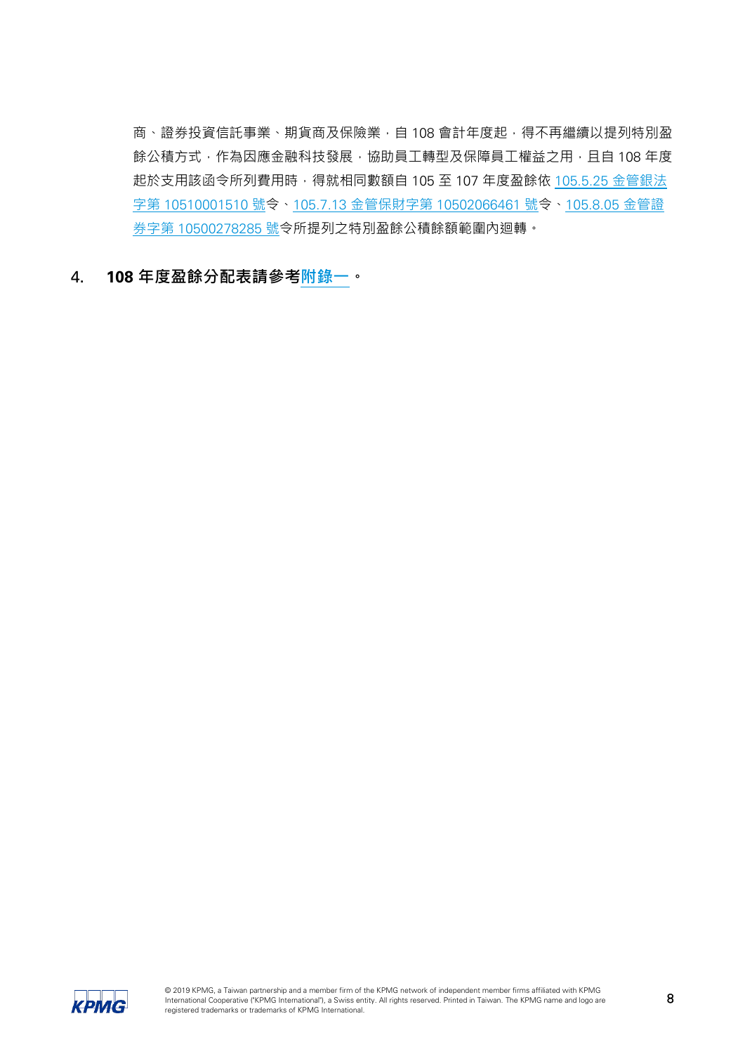商、證券投資信託事業、期貨商及保險業，自 108 會計年度起，得不再繼續以提列特別盈餘公積方式，作為因應金融科技發展，協助員工轉型及保障員工權益之用，且自 108 年度起於支用該函令所列費用時，得就相同數額自 105 至 107 年度盈餘依 105.5.25 金管銀法字第 10510001510 號令、105.7.13 金管保財字第 10502066461 號令、105.8.05 金管證券字第 10500278285 號令所提列之特別盈餘公積餘額範圍內迴轉。

4. **108 年度盈餘分配表請參考附錄一。**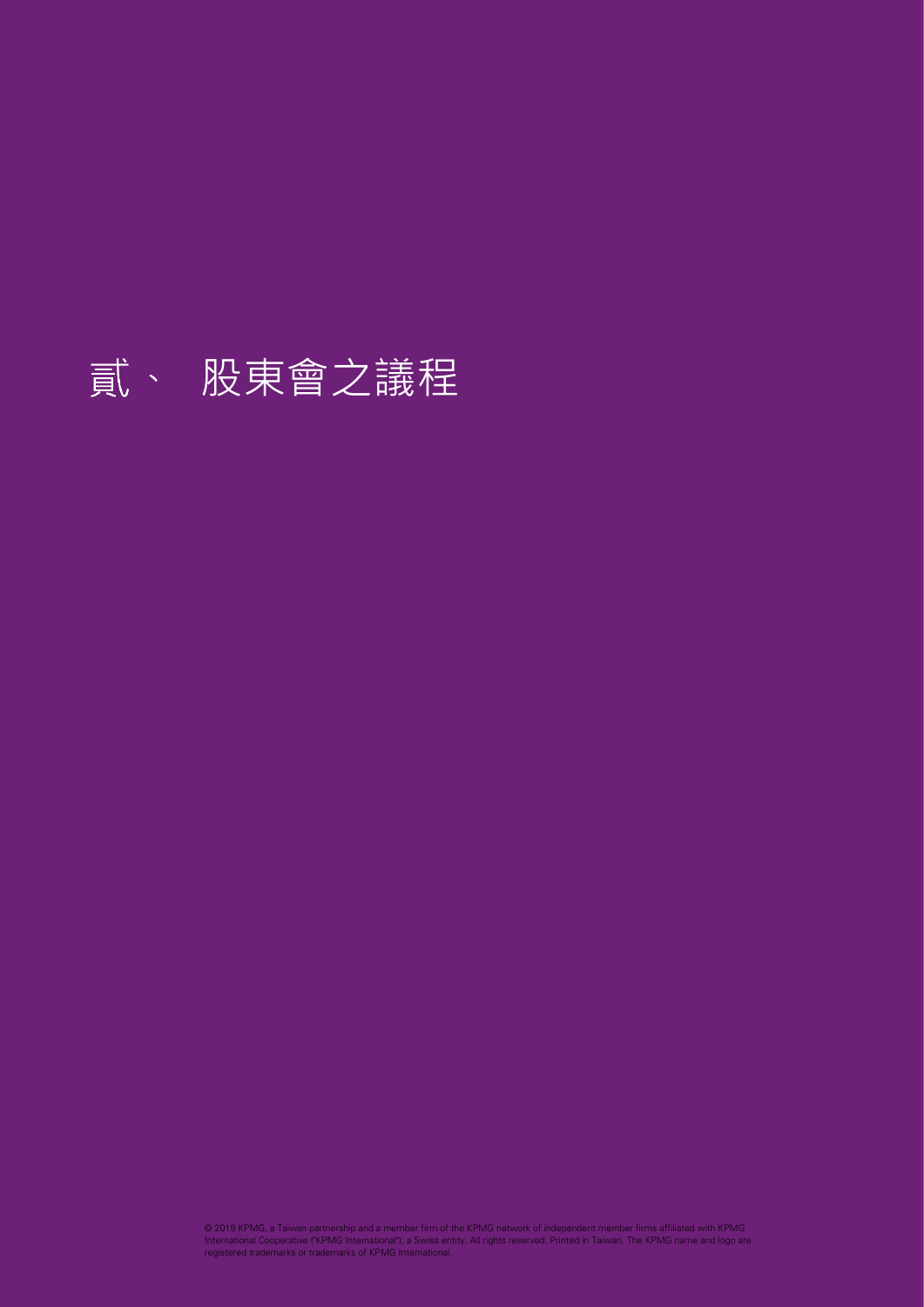# 貳、 股東會之議程

© 2019 KPMG, a Taiwan partnership and a member firm of the KPMG network of independent member firms affiliated with KPMG International Cooperative ("KPMG International"), a Swiss entity. All rights reserved. Printed in Taiwan. The KPMG name and logo are registered trademarks or trademarks of KPMG International.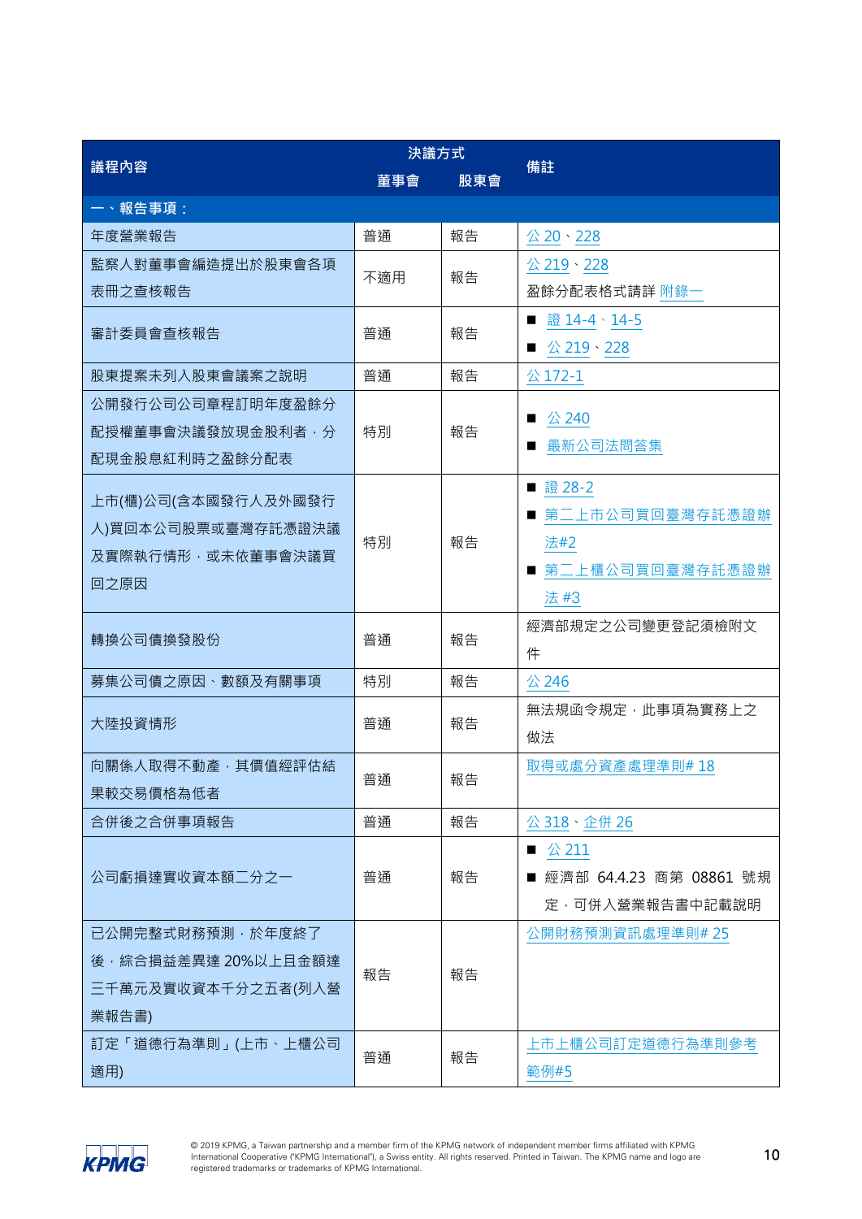| 議程內容 | 決議方式 | | 備註 |
|---|---|---|---|
| | 董事會 | 股東會 | |
| 一、報告事項： | | | |
| 年度營業報告 | 普通 | 報告 | 公 20、228 |
| 監察人對董事會編造提出於股東會各項表冊之查核報告 | 不適用 | 報告 | 公 219、228<br>盈餘分配表格式請詳 附錄一 |
| 審計委員會查核報告 | 普通 | 報告 | ■ 證 14-4、14-5<br>■ 公 219、228 |
| 股東提案未列入股東會議案之說明 | 普通 | 報告 | 公 172-1 |
| 公開發行公司公司章程訂明年度盈餘分配授權董事會決議發放現金股利者，分配現金股息紅利時之盈餘分配表 | 特別 | 報告 | ■ 公 240<br>■ 最新公司法問答集 |
| 上市(櫃)公司(含本國發行人及外國發行人)買回本公司股票或臺灣存託憑證決議及實際執行情形，或未依董事會決議買回之原因 | 特別 | 報告 | ■ 證 28-2<br>■ 第二上市公司買回臺灣存託憑證辦法#2<br>■ 第二上櫃公司買回臺灣存託憑證辦法 #3 |
| 轉換公司債換發股份 | 普通 | 報告 | 經濟部規定之公司變更登記須檢附文件 |
| 募集公司債之原因、數額及有關事項 | 特別 | 報告 | 公 246 |
| 大陸投資情形 | 普通 | 報告 | 無法規函令規定，此事項為實務上之做法 |
| 向關係人取得不動產，其價值經評估結果較交易價格為低者 | 普通 | 報告 | 取得或處分資產處理準則# 18 |
| 合併後之合併事項報告 | 普通 | 報告 | 公 318、企併 26 |
| 公司虧損達實收資本額二分之一 | 普通 | 報告 | ■ 公 211<br>■ 經濟部 64.4.23 商第 08861 號規定，可併入營業報告書中記載說明 |
| 已公開完整式財務預測，於年度終了後，綜合損益差異達 20%以上且金額達三千萬元及實收資本千分之五者(列入營業報告書) | 報告 | 報告 | 公開財務預測資訊處理準則# 25 |
| 訂定「道德行為準則」(上市、上櫃公司適用) | 普通 | 報告 | 上市上櫃公司訂定道德行為準則參考範例#5 |

© 2019 KPMG, a Taiwan partnership and a member firm of the KPMG network of independent member firms affiliated with KPMG International Cooperative ("KPMG International"), a Swiss entity. All rights reserved. Printed in Taiwan. The KPMG name and logo are registered trademarks or trademarks of KPMG International.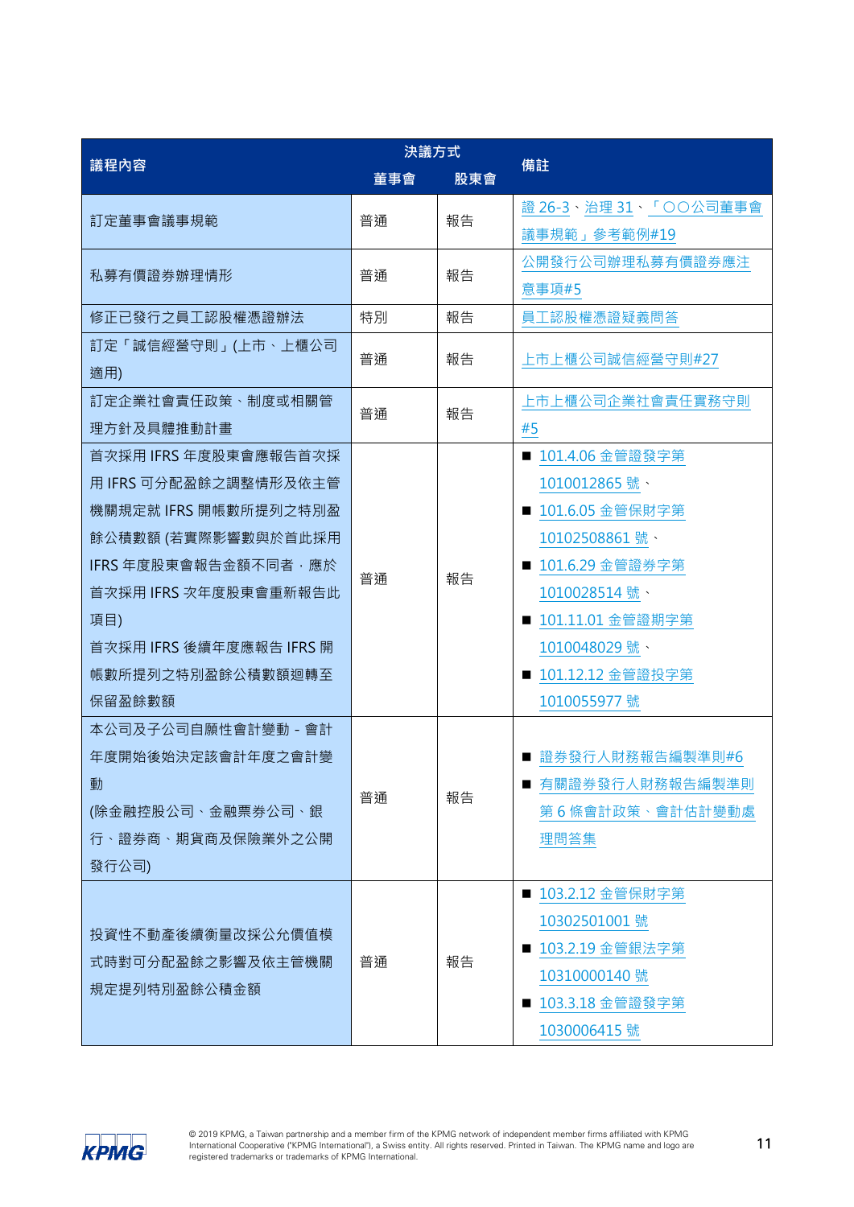| 議程內容 | 決議方式 | | 備註 |
|---|---|---|---|
| | 董事會 | 股東會 | |
| 訂定董事會議事規範 | 普通 | 報告 | 證 26-3、治理 31、「○○公司董事會議事規範」參考範例#19 |
| 私募有價證券辦理情形 | 普通 | 報告 | 公開發行公司辦理私募有價證券應注意事項#5 |
| 修正已發行之員工認股權憑證辦法 | 特別 | 報告 | 員工認股權憑證疑義問答 |
| 訂定「誠信經營守則」(上市、上櫃公司適用) | 普通 | 報告 | 上市上櫃公司誠信經營守則#27 |
| 訂定企業社會責任政策、制度或相關管理方針及具體推動計畫 | 普通 | 報告 | 上市上櫃公司企業社會責任實務守則#5 |
| 首次採用 IFRS 年度股東會應報告首次採用 IFRS 可分配盈餘之調整情形及依主管機關規定就 IFRS 開帳數所提列之特別盈餘公積數額 (若實際影響數與於首此採用 IFRS 年度股東會報告金額不同者，應於首次採用 IFRS 次年度股東會重新報告此項目)<br>首次採用 IFRS 後續年度應報告 IFRS 開帳數所提列之特別盈餘公積數額迴轉至保留盈餘數額 | 普通 | 報告 | ■ 101.4.06 金管證發字第 1010012865 號、<br>■ 101.6.05 金管保財字第 10102508861 號、<br>■ 101.6.29 金管證券字第 1010028514 號、<br>■ 101.11.01 金管證期字第 1010048029 號、<br>■ 101.12.12 金管證投字第 1010055977 號 |
| 本公司及子公司自願性會計變動 - 會計年度開始後始決定該會計年度之會計變動<br>(除金融控股公司、金融票券公司、銀行、證券商、期貨商及保險業外之公開發行公司) | 普通 | 報告 | ■ 證券發行人財務報告編製準則#6<br>■ 有關證券發行人財務報告編製準則第 6 條會計政策、會計估計變動處理問答集 |
| 投資性不動產後續衡量改採公允價值模式時對可分配盈餘之影響及依主管機關規定提列特別盈餘公積金額 | 普通 | 報告 | ■ 103.2.12 金管保財字第 10302501001 號<br>■ 103.2.19 金管銀法字第 10310000140 號<br>■ 103.3.18 金管證發字第 1030006415 號 |

© 2019 KPMG, a Taiwan partnership and a member firm of the KPMG network of independent member firms affiliated with KPMG International Cooperative ("KPMG International"), a Swiss entity. All rights reserved. Printed in Taiwan. The KPMG name and logo are registered trademarks or trademarks of KPMG International.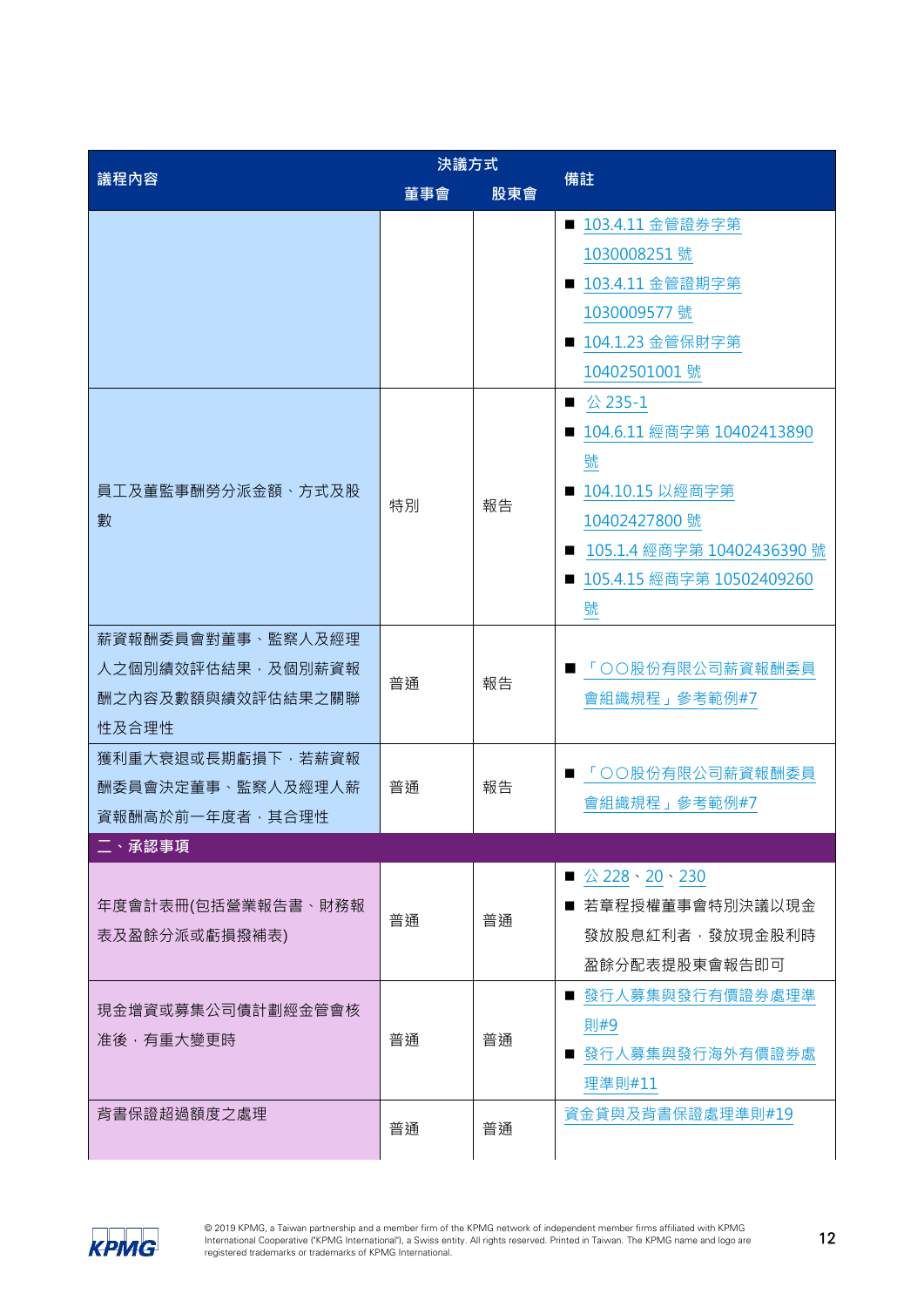| 議程內容 | 決議方式 | | 備註 |
|---|---|---|---|
| | 董事會 | 股東會 | |
| | | | ■ 103.4.11 金管證券字第 1030008251 號<br>■ 103.4.11 金管證期字第 1030009577 號<br>■ 104.1.23 金管保財字第 10402501001 號 |
| 員工及董監事酬勞分派金額、方式及股數 | 特別 | 報告 | ■ 公 235-1<br>■ 104.6.11 經商字第 10402413890 號<br>■ 104.10.15 以經商字第 10402427800 號<br>■ 105.1.4 經商字第 10402436390 號<br>■ 105.4.15 經商字第 10502409260 號 |
| 薪資報酬委員會對董事、監察人及經理人之個別績效評估結果，及個別薪資報酬之內容及數額與績效評估結果之關聯性及合理性 | 普通 | 報告 | ■ 「〇〇股份有限公司薪資報酬委員會組織規程」參考範例#7 |
| 獲利重大衰退或長期虧損下，若薪資報酬委員會決定董事、監察人及經理人薪資報酬高於前一年度者，其合理性 | 普通 | 報告 | ■ 「〇〇股份有限公司薪資報酬委員會組織規程」參考範例#7 |
| **二、承認事項** | | | |
| 年度會計表冊(包括營業報告書、財務報表及盈餘分派或虧損撥補表) | 普通 | 普通 | ■ 公 228、20、230<br>■ 若章程授權董事會特別決議以現金發放股息紅利者，發放現金股利時盈餘分配表提股東會報告即可 |
| 現金增資或募集公司債計劃經金管會核准後，有重大變更時 | 普通 | 普通 | ■ 發行人募集與發行有價證券處理準則#9<br>■ 發行人募集與發行海外有價證券處理準則#11 |
| 背書保證超過額度之處理 | 普通 | 普通 | 資金貸與及背書保證處理準則#19 |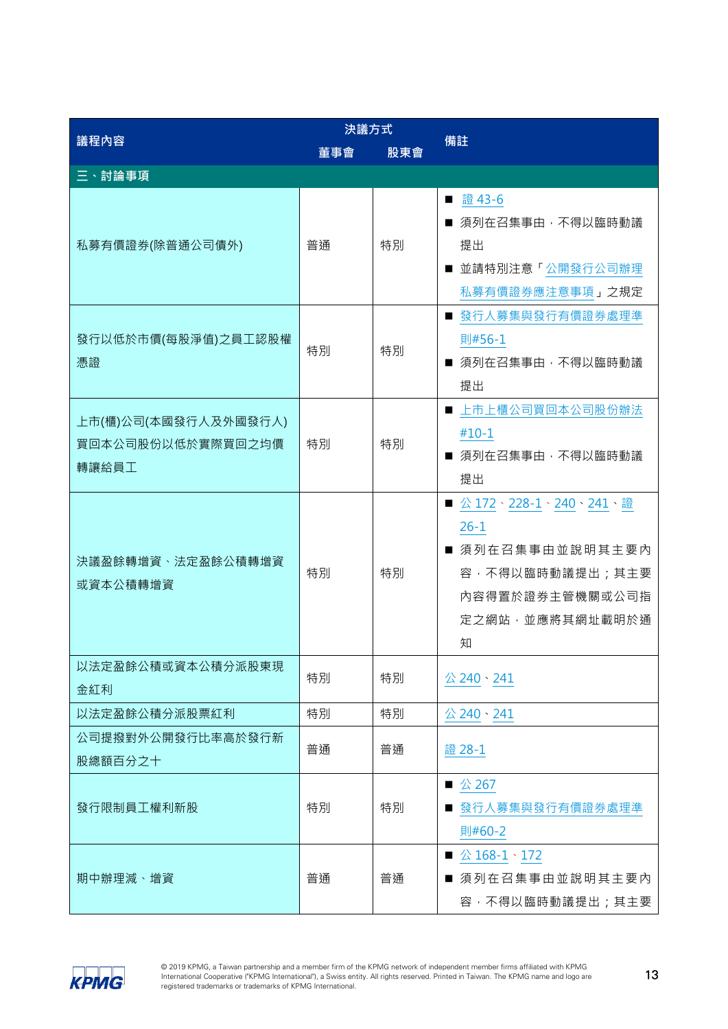| 議程內容 | 決議方式 | | 備註 |
|---|---|---|---|
| | 董事會 | 股東會 | |
| **三、討論事項** | | | |
| 私募有價證券(除普通公司債外) | 普通 | 特別 | ■ 證 43-6<br>■ 須列在召集事由，不得以臨時動議提出<br>■ 並請特別注意「公開發行公司辦理私募有價證券應注意事項」之規定 |
| 發行以低於市價(每股淨值)之員工認股權憑證 | 特別 | 特別 | ■ 發行人募集與發行有價證券處理準則#56-1<br>■ 須列在召集事由，不得以臨時動議提出 |
| 上市(櫃)公司(本國發行人及外國發行人)買回本公司股份以低於實際買回之均價轉讓給員工 | 特別 | 特別 | ■ 上市上櫃公司買回本公司股份辦法#10-1<br>■ 須列在召集事由，不得以臨時動議提出 |
| 決議盈餘轉增資、法定盈餘公積轉增資或資本公積轉增資 | 特別 | 特別 | ■ 公 172、228-1、240、241、證 26-1<br>■ 須列在召集事由並說明其主要內容，不得以臨時動議提出；其主要內容得置於證券主管機關或公司指定之網站，並應將其網址載明於通知 |
| 以法定盈餘公積或資本公積分派股東現金紅利 | 特別 | 特別 | 公 240、241 |
| 以法定盈餘公積分派股票紅利 | 特別 | 特別 | 公 240、241 |
| 公司提撥對外公開發行比率高於發行新股總額百分之十 | 普通 | 普通 | 證 28-1 |
| 發行限制員工權利新股 | 特別 | 特別 | ■ 公 267<br>■ 發行人募集與發行有價證券處理準則#60-2 |
| 期中辦理減、增資 | 普通 | 普通 | ■ 公 168-1、172<br>■ 須列在召集事由並說明其主要內容，不得以臨時動議提出；其主要 |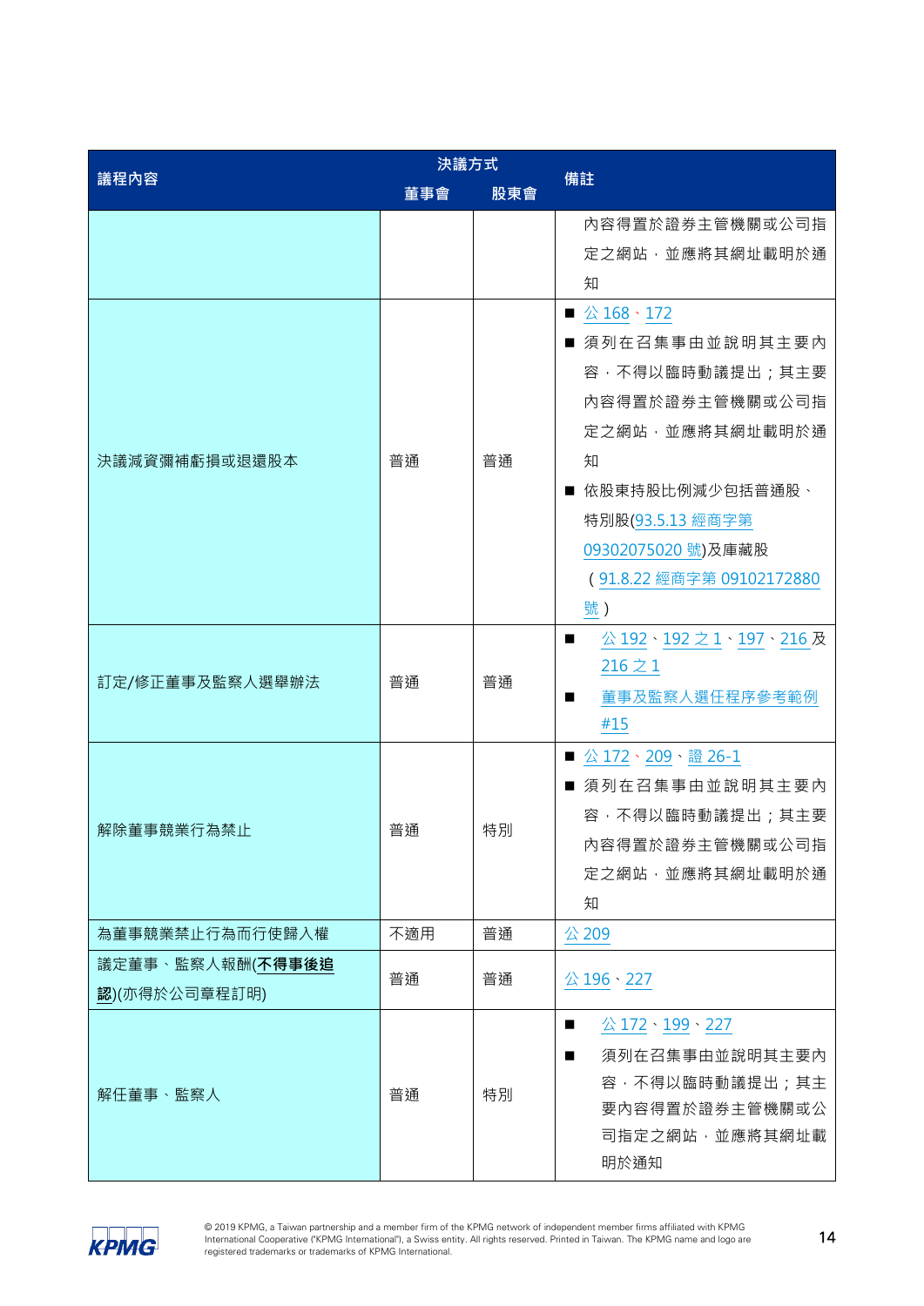| 議程內容 | 決議方式 | | 備註 |
|---|---|---|---|
| | 董事會 | 股東會 | |
| | | | 內容得置於證券主管機關或公司指定之網站，並應將其網址載明於通知 |
| 決議減資彌補虧損或退還股本 | 普通 | 普通 | ■ 公 168、172<br>■ 須列在召集事由並說明其主要內容，不得以臨時動議提出；其主要內容得置於證券主管機關或公司指定之網站，並應將其網址載明於通知<br>■ 依股東持股比例減少包括普通股、特別股(93.5.13 經商字第 09302075020 號)及庫藏股（91.8.22 經商字第 09102172880 號） |
| 訂定/修正董事及監察人選舉辦法 | 普通 | 普通 | ■ 公 192、192 之 1、197、216 及 216 之 1<br>■ 董事及監察人選任程序參考範例 #15 |
| 解除董事競業行為禁止 | 普通 | 特別 | ■ 公 172、209、證 26-1<br>■ 須列在召集事由並說明其主要內容，不得以臨時動議提出；其主要內容得置於證券主管機關或公司指定之網站，並應將其網址載明於通知 |
| 為董事競業禁止行為而行使歸入權 | 不適用 | 普通 | 公 209 |
| 議定董事、監察人報酬(**不得事後追認**)(亦得於公司章程訂明) | 普通 | 普通 | 公 196、227 |
| 解任董事、監察人 | 普通 | 特別 | ■ 公 172、199、227<br>■ 須列在召集事由並說明其主要內容，不得以臨時動議提出；其主要內容得置於證券主管機關或公司指定之網站，並應將其網址載明於通知 |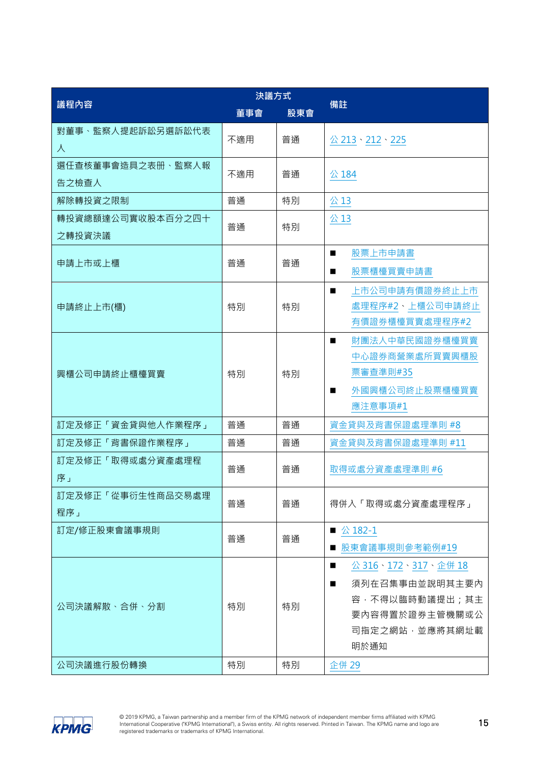| 議程內容 | 決議方式 | | 備註 |
|---|---|---|---|
| | 董事會 | 股東會 | |
| 對董事、監察人提起訴訟另選訴訟代表人 | 不適用 | 普通 | 公 213、212、225 |
| 選任查核董事會造具之表冊、監察人報告之檢查人 | 不適用 | 普通 | 公 184 |
| 解除轉投資之限制 | 普通 | 特別 | 公 13 |
| 轉投資總額達公司實收股本百分之四十之轉投資決議 | 普通 | 特別 | 公 13 |
| 申請上市或上櫃 | 普通 | 普通 | ■ 股票上市申請書<br>■ 股票櫃檯買賣申請書 |
| 申請終止上市(櫃) | 特別 | 特別 | ■ 上市公司申請有價證券終止上市處理程序#2、上櫃公司申請終止有價證券櫃檯買賣處理程序#2 |
| 興櫃公司申請終止櫃檯買賣 | 特別 | 特別 | ■ 財團法人中華民國證券櫃檯買賣中心證券商營業處所買賣興櫃股票審查準則#35<br>■ 外國興櫃公司終止股票櫃檯買賣應注意事項#1 |
| 訂定及修正「資金貸與他人作業程序」 | 普通 | 普通 | 資金貸與及背書保證處理準則 #8 |
| 訂定及修正「背書保證作業程序」 | 普通 | 普通 | 資金貸與及背書保證處理準則 #11 |
| 訂定及修正「取得或處分資產處理程序」 | 普通 | 普通 | 取得或處分資產處理準則 #6 |
| 訂定及修正「從事衍生性商品交易處理程序」 | 普通 | 普通 | 得併入「取得或處分資產處理程序」 |
| 訂定/修正股東會議事規則 | 普通 | 普通 | ■ 公 182-1<br>■ 股東會議事規則參考範例#19 |
| 公司決議解散、合併、分割 | 特別 | 特別 | ■ 公 316、172、317、企併 18<br>■ 須列在召集事由並說明其主要內容，不得以臨時動議提出；其主要內容得置於證券主管機關或公司指定之網站，並應將其網址載明於通知 |
| 公司決議進行股份轉換 | 特別 | 特別 | 企併 29 |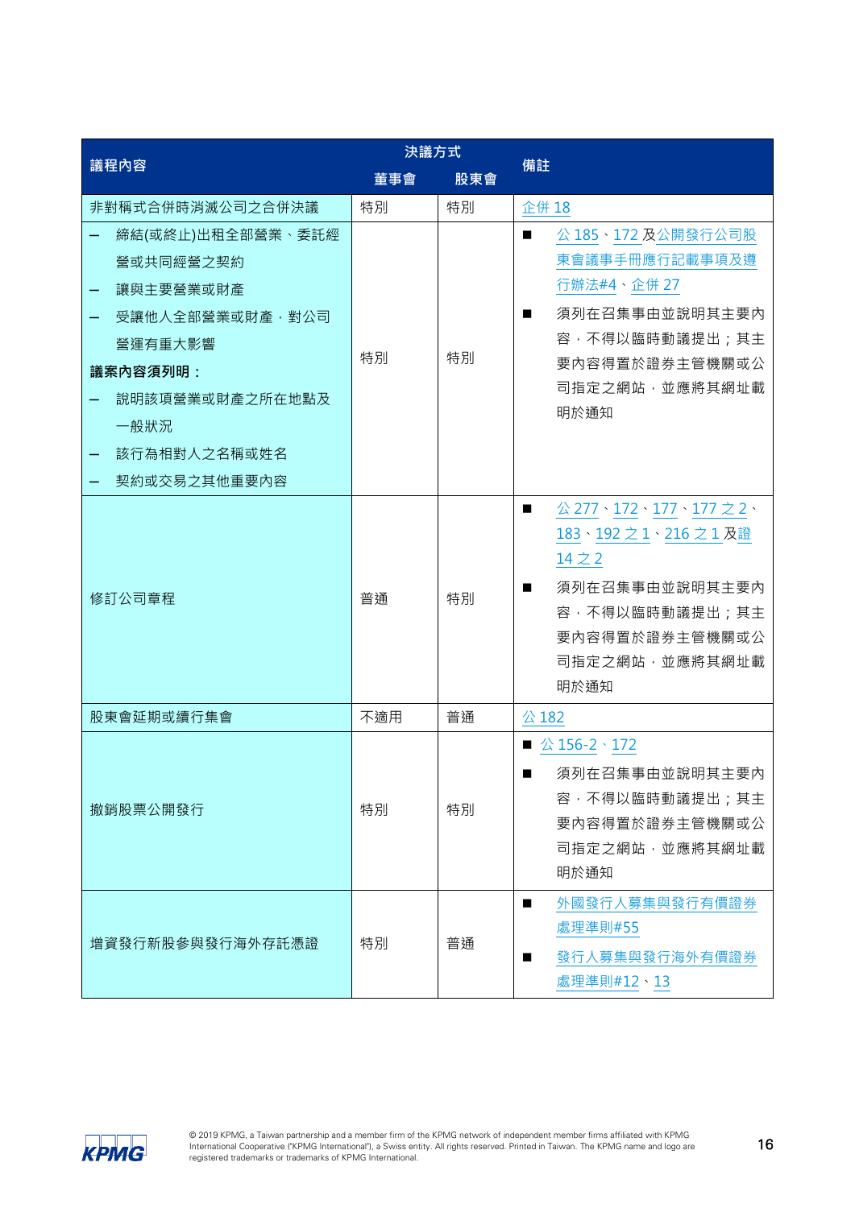| 議程內容 | 決議方式 | | 備註 |
|---|---|---|---|
| | 董事會 | 股東會 | |
| 非對稱式合併時消滅公司之合併決議 | 特別 | 特別 | 企併 18 |
| － 締結(或終止)出租全部營業、委託經營或共同經營之契約<br>－ 讓與主要營業或財產<br>－ 受讓他人全部營業或財產，對公司營運有重大影響<br>**議案內容須列明：**<br>－ 說明該項營業或財產之所在地點及一般狀況<br>－ 該行為相對人之名稱或姓名<br>－ 契約或交易之其他重要內容 | 特別 | 特別 | ■ 公 185、172 及公開發行公司股東會議事手冊應行記載事項及遵行辦法#4、企併 27<br>■ 須列在召集事由並說明其主要內容，不得以臨時動議提出；其主要內容得置於證券主管機關或公司指定之網站，並應將其網址載明於通知 |
| 修訂公司章程 | 普通 | 特別 | ■ 公 277、172、177、177 之 2、183、192 之 1、216 之 1 及證 14 之 2<br>■ 須列在召集事由並說明其主要內容，不得以臨時動議提出；其主要內容得置於證券主管機關或公司指定之網站，並應將其網址載明於通知 |
| 股東會延期或續行集會 | 不適用 | 普通 | 公 182 |
| 撤銷股票公開發行 | 特別 | 特別 | ■ 公 156-2、172<br>■ 須列在召集事由並說明其主要內容，不得以臨時動議提出；其主要內容得置於證券主管機關或公司指定之網站，並應將其網址載明於通知 |
| 增資發行新股參與發行海外存託憑證 | 特別 | 普通 | ■ 外國發行人募集與發行有價證券處理準則#55<br>■ 發行人募集與發行海外有價證券處理準則#12、13 |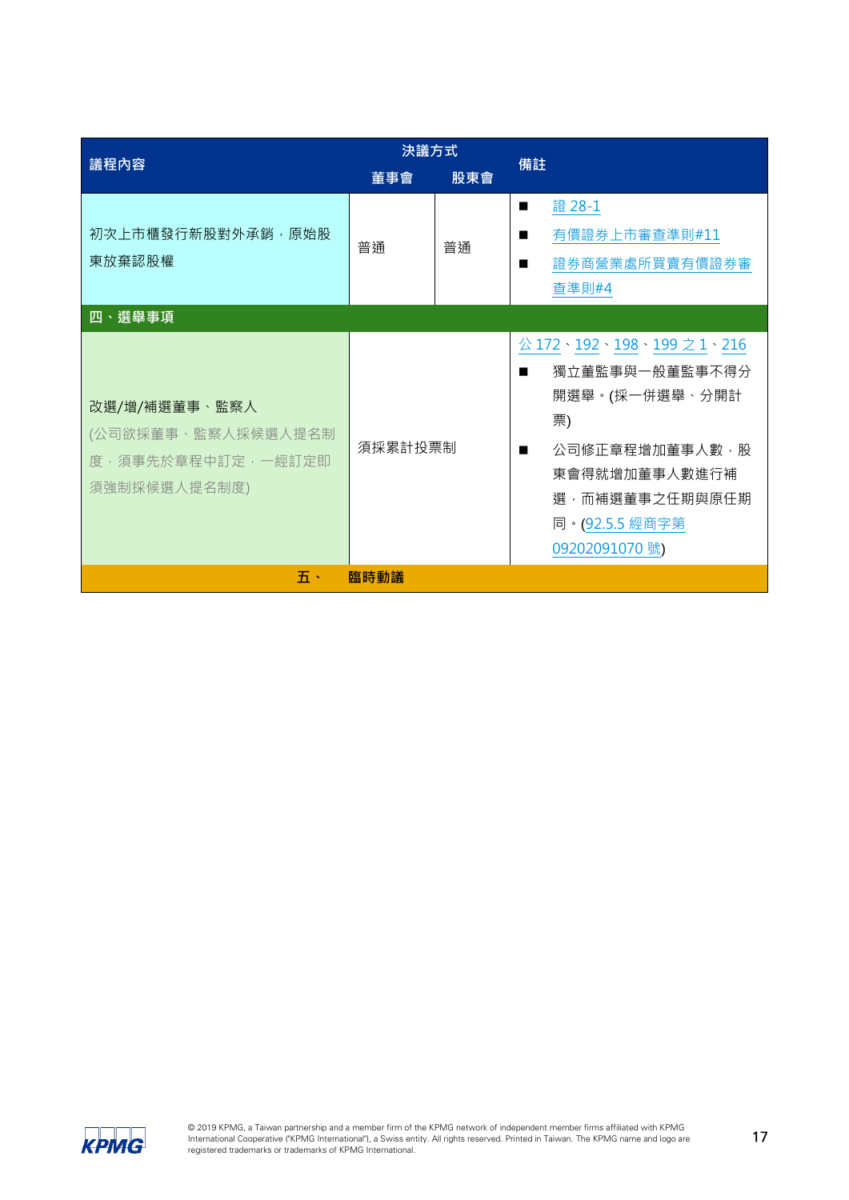| 議程內容 | 決議方式 | | 備註 |
|---|---|---|---|
| | 董事會 | 股東會 | |
| 初次上市櫃發行新股對外承銷，原始股東放棄認股權 | 普通 | 普通 | ■ 證 28-1<br>■ 有價證券上市審查準則#11<br>■ 證券商營業處所買賣有價證券審查準則#4 |
| **四、選舉事項** | | | |
| 改選/增/補選董事、監察人<br>(公司欲採董事、監察人採候選人提名制度，須事先於章程中訂定，一經訂定即須強制採候選人提名制度) | 須採累計投票制 | | 公 172、192、198、199 之 1、216<br>■ 獨立董監事與一般董監事不得分開選舉。(採一併選舉、分開計票)<br>■ 公司修正章程增加董事人數，股東會得就增加董事人數進行補選，而補選董事之任期與原任期同。(92.5.5 經商字第 09202091070 號) |
| **五、 臨時動議** | | | |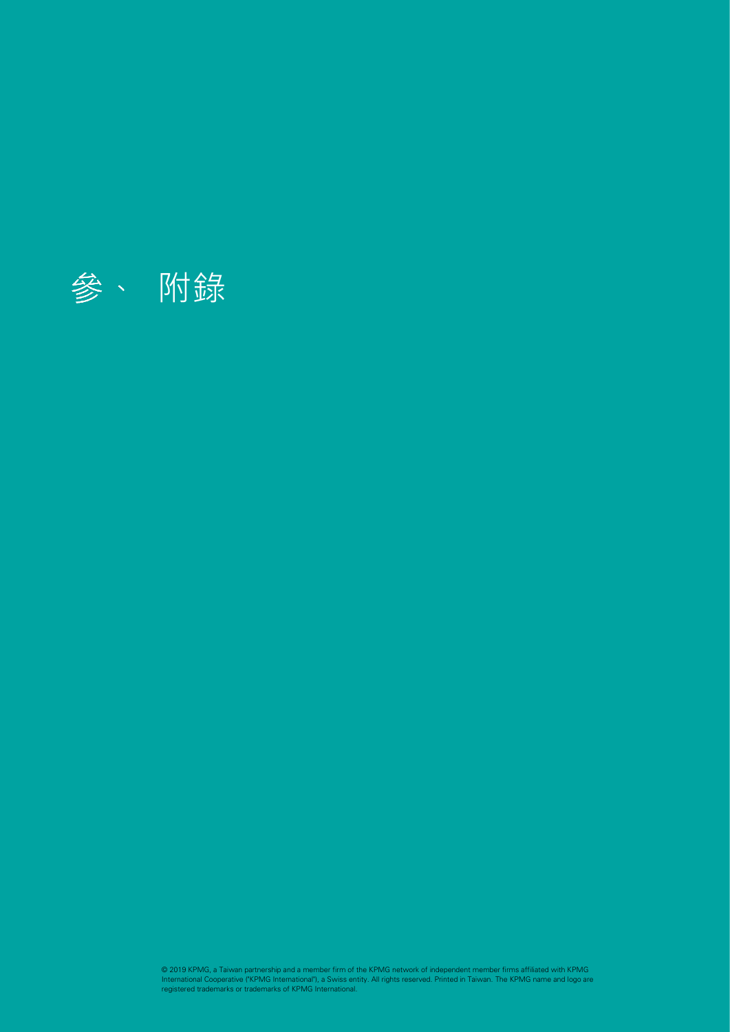# 參、 附錄

© 2019 KPMG, a Taiwan partnership and a member firm of the KPMG network of independent member firms affiliated with KPMG International Cooperative ("KPMG International"), a Swiss entity. All rights reserved. Printed in Taiwan. The KPMG name and logo are registered trademarks or trademarks of KPMG International.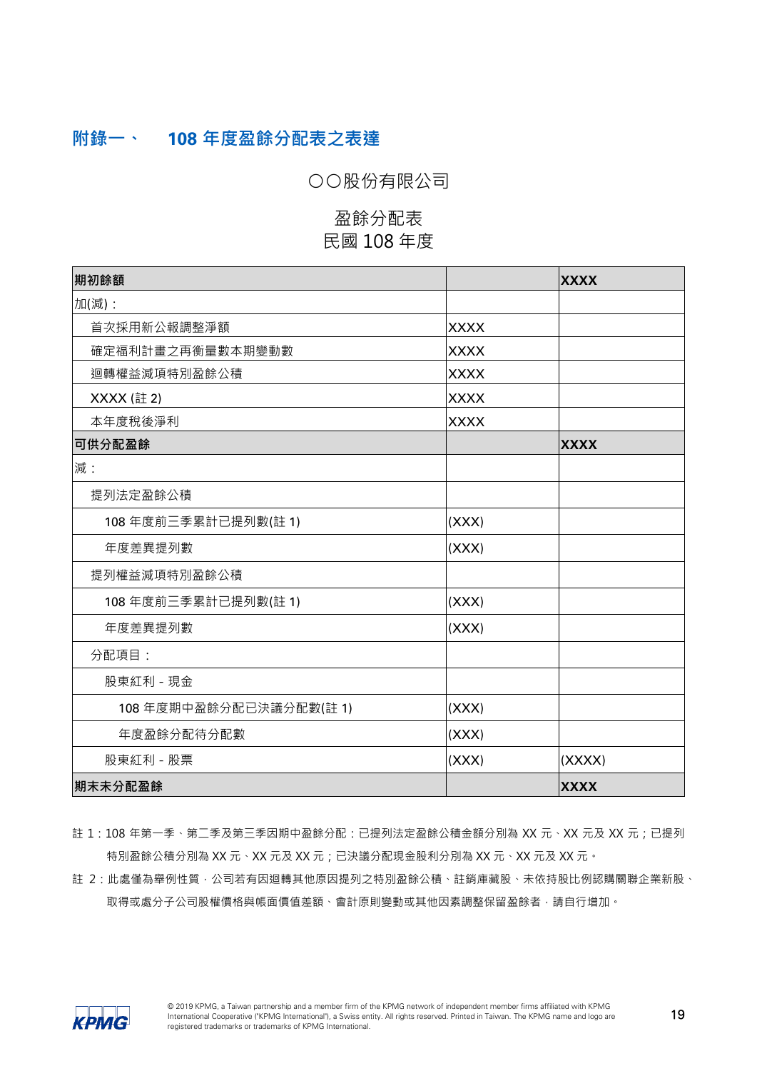## 附錄一、　108 年度盈餘分配表之表達

〇〇股份有限公司

盈餘分配表
民國 108 年度

| **期初餘額** | | **XXXX** |
|---|---|---|
| 加(減)： | | |
| 首次採用新公報調整淨額 | XXXX | |
| 確定福利計畫之再衡量數本期變動數 | XXXX | |
| 迴轉權益減項特別盈餘公積 | XXXX | |
| XXXX (註 2) | XXXX | |
| 本年度稅後淨利 | XXXX | |
| **可供分配盈餘** | | **XXXX** |
| 減： | | |
| 提列法定盈餘公積 | | |
| 108 年度前三季累計已提列數(註 1) | (XXX) | |
| 年度差異提列數 | (XXX) | |
| 提列權益減項特別盈餘公積 | | |
| 108 年度前三季累計已提列數(註 1) | (XXX) | |
| 年度差異提列數 | (XXX) | |
| 分配項目： | | |
| 股東紅利－現金 | | |
| 108 年度期中盈餘分配已決議分配數(註 1) | (XXX) | |
| 年度盈餘分配待分配數 | (XXX) | |
| 股東紅利－股票 | (XXX) | (XXXX) |
| **期末未分配盈餘** | | **XXXX** |

註 1：108 年第一季、第二季及第三季因期中盈餘分配：已提列法定盈餘公積金額分別為 XX 元、XX 元及 XX 元；已提列特別盈餘公積分別為 XX 元、XX 元及 XX 元；已決議分配現金股利分別為 XX 元、XX 元及 XX 元。

註 2：此處僅為舉例性質，公司若有因迴轉其他原因提列之特別盈餘公積、註銷庫藏股、未依持股比例認購關聯企業新股、取得或處分子公司股權價格與帳面價值差額、會計原則變動或其他因素調整保留盈餘者，請自行增加。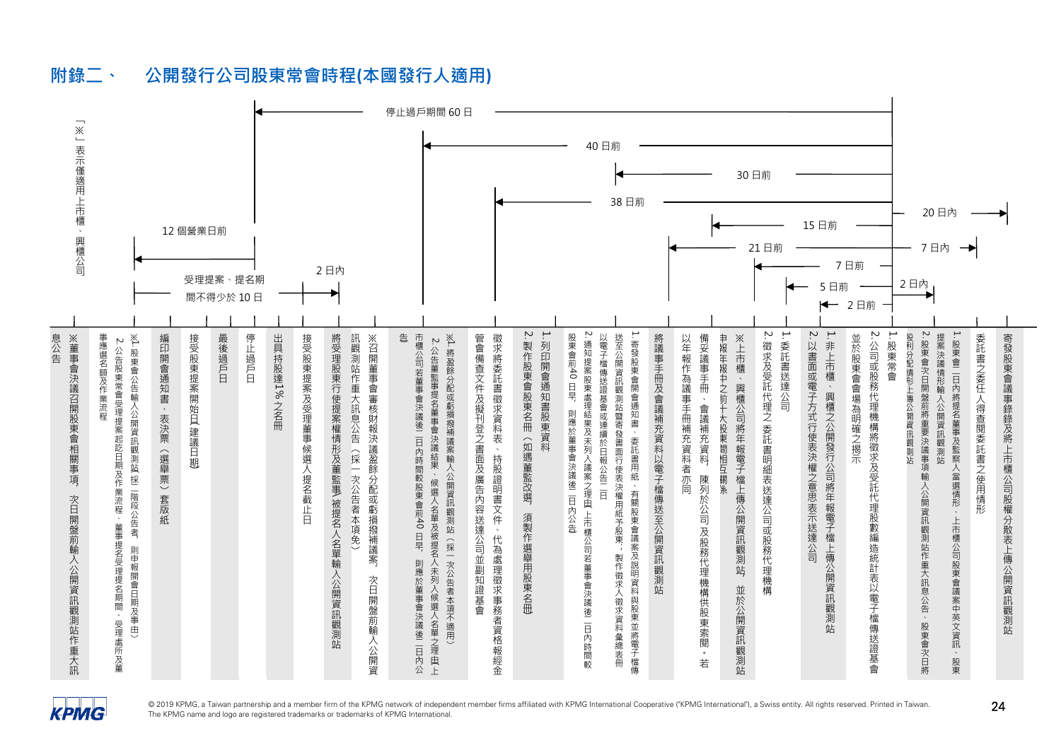# 附錄二、 公開發行公司股東常會時程(本國發行人適用)

「※」表示僅適用上市櫃、興櫃公司

**時程標示：**

- 停止過戶期間 60 日
- 40 日前
- 30 日前
- 38 日前
- 20 日內
- 15 日前
- 21 日前
- 7 日內
- 7 日前
- 5 日前
- 2 日內
- 2 日前
- 12 個營業日前
- 受理提案、提名期間不得少於 10 日
- 2 日內

**工作事項（由左至右）：**

1. ※董事會決議召開股東會相關事項，次日開盤前輸入公開資訊觀測站作重大訊息公告
2. ※1. 股東會公告輸入公開資訊觀測站（採二階段公告者，則申報開會日期及事由）
   2. 公告股東常會受理提案起訖日期及作業流程、董事提名受理期間、受理處所及董事應選名額及作業流程
3. 編印開會通知書、表決票（選舉票）套版紙
4. 接受股東提案開始日（建議日期）
5. 最後過戶日
6. 停止過戶日
7. 出具持股達1%之名冊
8. 接受股東提案及受理董事候選人提名截止日
9. 將受理股東行使提案權情形及董監事被提名人名單輸入公開資訊觀測站
10. ※召開董事會審核財報決議盈餘分配或虧損撥補議案，次日開盤前輸入公開資訊觀測站作重大訊息公告（採一次公告者本項免）
11. ※1. 將盈餘分配或虧損撥補議案輸入公開資訊觀測站（採一次公告者本項不適用）
    2. 公告董監事提名董事會決議結果、候選人名單及被提名人未列入候選人名單之理由，上市櫃公司若董事會決議後二日內時間較股東會前40日早，則應於董事會決議後二日內公告
12. 徵求將委託書徵求資料表、持股證明書文件、代為處理徵求事務者資格報經金管會備查文件及擬刊登之書面及廣告內容送達公司並副知證基會
13. 1. 列印開會通知書股東資料
    2. 製作股東會股東名冊（如遇董監改選，須製作選舉用股東名冊）
14. 1. 通知提案股東處理結果及未列入議案之理由，上市櫃公司若董事會決議後二日內時間較股東會前40日早，則應於董事會決議後二日內公告
    2. 以電子檔傳送證基會或連續於日報公告二日
15. 1. 寄發股東會開會通知書、委託書用紙、有關股東會議案及說明資料與股東並將電子檔傳送至公開資訊觀測站暨寄發書面行使表決權用紙予股東，製作徵求人徵求資料彙總表冊以電子檔傳送證基會
16. 將議事手冊及會議補充資料以電子檔傳送至公開資訊觀測站
17. 備妥議事手冊、會議補充資料，陳列於公司及股務代理機構供股東索閱。若以年報作為議事手冊補充資料者亦同
18. ※上市櫃、興櫃公司將年報電子檔上傳公開資訊觀測站，並於公開資訊觀測站申報年報中之前十大股東間相互關係
19. 1. 委託書送達公司
    2. 徵求及受託代理之委託書明細表送達公司或股務代理機構
20. 1. 非上市櫃、興櫃之公開發行公司將年報電子檔上傳公開資訊觀測站
    2. 以書面或電子方式行使表決權之意思表示送達公司
21. 1. 股東常會
    2. 公司或股務代理機構將徵求及受託代理股數編造統計表以電子檔傳送證基會並於股東會場為明確之揭示
22. 1. 股東會一日內將董事及監察人當選情形、上市櫃公司股東會議案中英文資訊、股東提案決議情形輸入公開資訊觀測站
    2. 股東會次日開盤前將重要決議事項輸入公開資訊觀測站作重大訊息公告，股東會次日將股利分配情形上傳公開資訊觀測站
23. 委託書之委任人得查閱委託書之使用情形
24. 寄發股東會議事錄及將上市櫃公司股權分散表上傳公開資訊觀測站

© 2019 KPMG, a Taiwan partnership and a member firm of the KPMG network of independent member firms affiliated with KPMG International Cooperative ("KPMG International"), a Swiss entity. All rights reserved. Printed in Taiwan. The KPMG name and logo are registered trademarks or trademarks of KPMG International.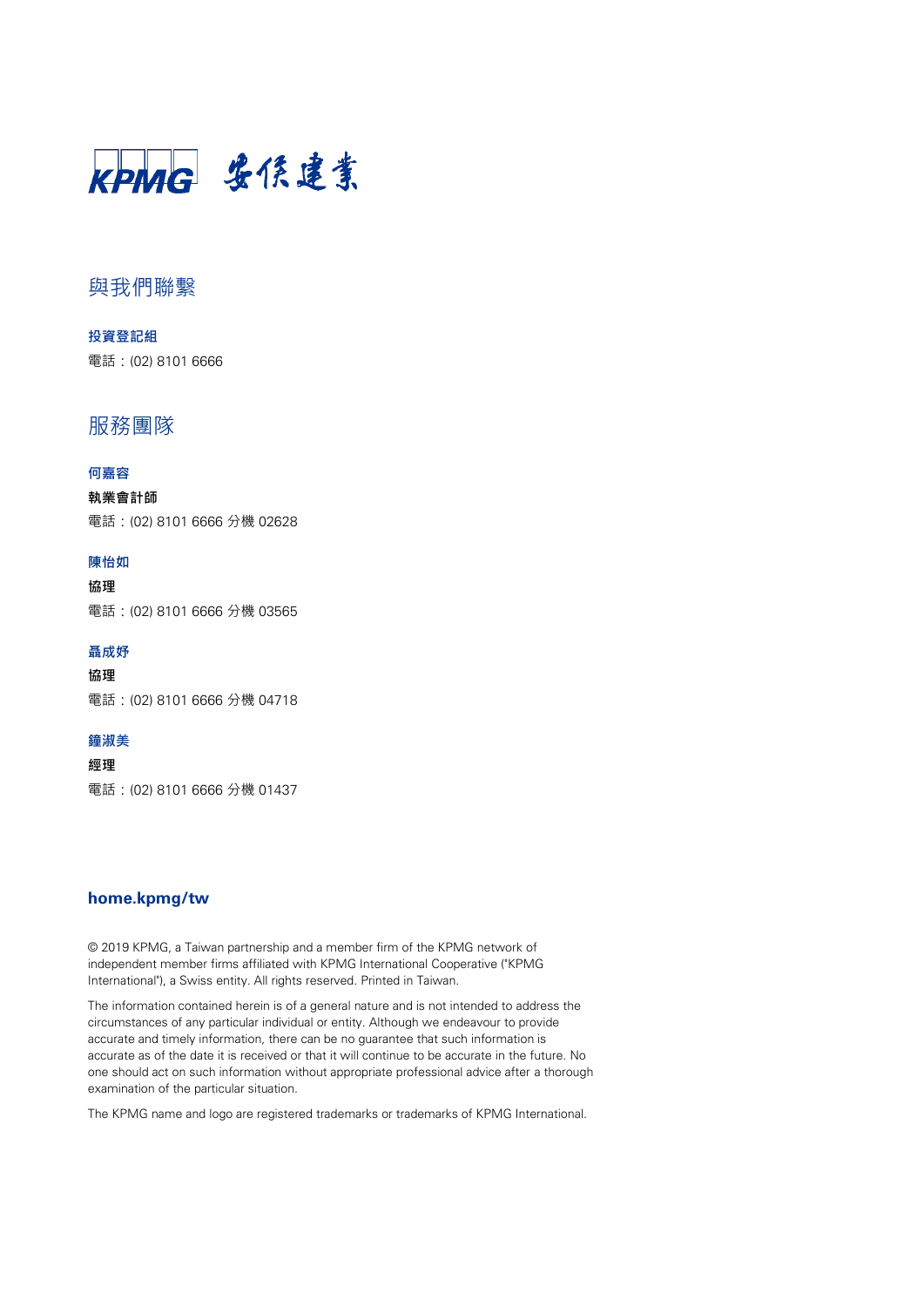KPMG 安侯建業

## 與我們聯繫

**投資登記組**

電話：(02) 8101 6666

## 服務團隊

**何嘉容**

**執業會計師**

電話：(02) 8101 6666 分機 02628

**陳怡如**

**協理**

電話：(02) 8101 6666 分機 03565

**聶成妤**

**協理**

電話：(02) 8101 6666 分機 04718

**鐘淑美**

**經理**

電話：(02) 8101 6666 分機 01437

**home.kpmg/tw**

© 2019 KPMG, a Taiwan partnership and a member firm of the KPMG network of independent member firms affiliated with KPMG International Cooperative ("KPMG International"), a Swiss entity. All rights reserved. Printed in Taiwan.

The information contained herein is of a general nature and is not intended to address the circumstances of any particular individual or entity. Although we endeavour to provide accurate and timely information, there can be no guarantee that such information is accurate as of the date it is received or that it will continue to be accurate in the future. No one should act on such information without appropriate professional advice after a thorough examination of the particular situation.

The KPMG name and logo are registered trademarks or trademarks of KPMG International.